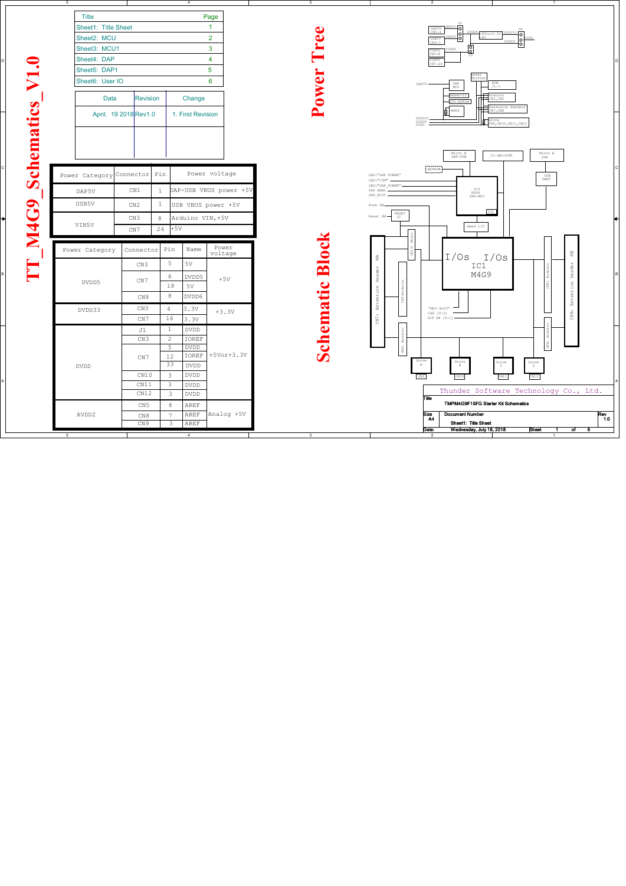# TT_M4G9_Schematics_V1.0

| Title | Page |
|---|---|
| Sheet1: Title Sheet | 1 |
| Sheet2: MCU | 2 |
| Sheet3: MCU1 | 3 |
| Sheet4: DAP | 4 |
| Sheet5: DAP1 | 5 |
| Sheet6: User IO | 6 |

| Data | Revision | Change |
|---|---|---|
| April. 19 2018 | Rev1.0 | 1. First Revision |

| Power Category | Connector | Pin | Power voltage |
|---|---|---|---|
| DAP5V | CN1 | 1 | DAP-USB VBUS power +5V |
| USB5V | CN2 | 1 | USB VBUS power +5V |
| VIN5V | CN3 | 8 | Arduino VIN,+5V |
| | CN7 | 24 | +5V |

| Power Category | Connector | Pin | Name | Power voltage |
|---|---|---|---|---|
| DVDD5 | CN3 | 5 | 5V | +5V |
| | CN7 | 6 | DVDD5 | |
| | | 18 | 5V | |
| | CN8 | 8 | DVDD6 | |
| DVDD33 | CN3 | 4 | 3.3V | +3.3V |
| | CN7 | 16 | 3.3V | |
| DVDD | J1 | 1 | DVDD | +5Vor+3.3V |
| | CN3 | 2 | IOREF | |
| | CN7 | 5 | DVDD | |
| | | 12 | IOREF | |
| | | 33 | DVDD | |
| | CN10 | 3 | DVDD | |
| | CN11 | 3 | DVDD | |
| | CN12 | 3 | DVDD | |
| AVDD2 | CN5 | 8 | AREF | Analog +5V |
| | CN8 | 7 | AREF | |
| | CN9 | 3 | AREF | |

## Power Tree

DAP5V CN1-1, USB5V CN2-1, VIN5V CN3-8, VIN5V CN7-24, J2, DAP5V, USB5V, VIN5V, J3, DVDD5, +5Vor+3.3V LDO, DVDD33, J4, DVDD, DVDD5, Level Shifter, DAP5V, DAP MCU, ETM J1-1, Reset-IC, Arduino CN3,CN5, SPI-EPROM, Extension headers CN7,CN8, M4G9, DVDD33, DVDD5, DVDD, Grove CN9,CN10,CN11,CN12

## Schematic Block

Micro B DAP-USB, J1:SWJ/ETM, Micro B USB, EEPROM, USB UART, LED:"DAP POWER", LED:"COM", LED:"DAP_POWER", DAP ENBL, DAP_BOOT, IC2 M366 DAP-MCU, Push SW, Reset SW, RESET IC, IC2, mbed I/F, CN7: Extension header MA, CN3:Arduino, CN11 Motor, I/Os I/Os IC1 M4G9, CN4: Arduino, CN8: Extension header MB, CN5: Arduino, CN4: Arduino, "MCU BOOT", LED [0:3], DIP SW [0:1], Grove A CN9, Grove B CN10, Grove C CN11, Grove D CN12

Thunder Software Technology Co., Ltd.

Title: TMPM4G9F15FG Starter Kit Schematics

Size: A4 | Document Number: Sheet1: Title Sheet | Rev: 1.0

Date: Wednesday, July 18, 2018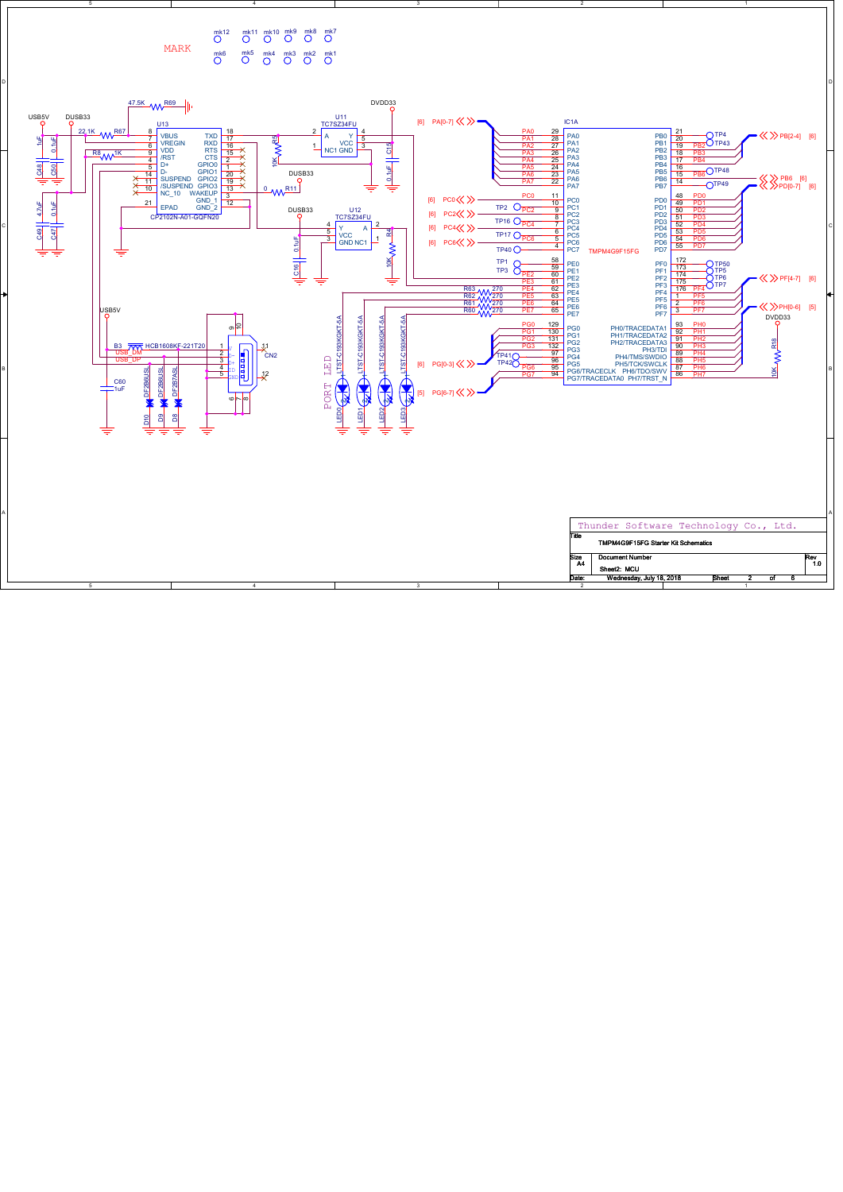MARK

mk12 mk11 mk10 mk9 mk8 mk7

mk6 mk5 mk4 mk3 mk2 mk1

USB5V DUSB33 DVDD33

47.5K R69

22.1K R67

R8 1K

U13

CP2102N-A01-GQFN20

U11 TC7SZ34FU

U12 TC7SZ34FU

DUSB33

IC1A

TMPM4G9F15FG

USB5V

B3 HCB1608KF-221T20

USB_DM

USB_DP

CN2

C60 1uF

D10 D9 D8

DF2B6USL DF2B6USL DF2B7ASL

PORT LED

LED0 LED1 LED2 LED3

LTST-C193KGKT-5A

R63 270, R62 270, R61 270, R60 270

DVDD33

R18 10K

| Title | TMPM4G9F15FG Starter Kit Schematics | |
|---|---|---|
| Size A4 | Document Number: Sheet2: MCU | Rev 1.0 |
| Date: Wednesday, July 18, 2018 | Sheet 2 of 6 | |

Thunder Software Technology Co., Ltd.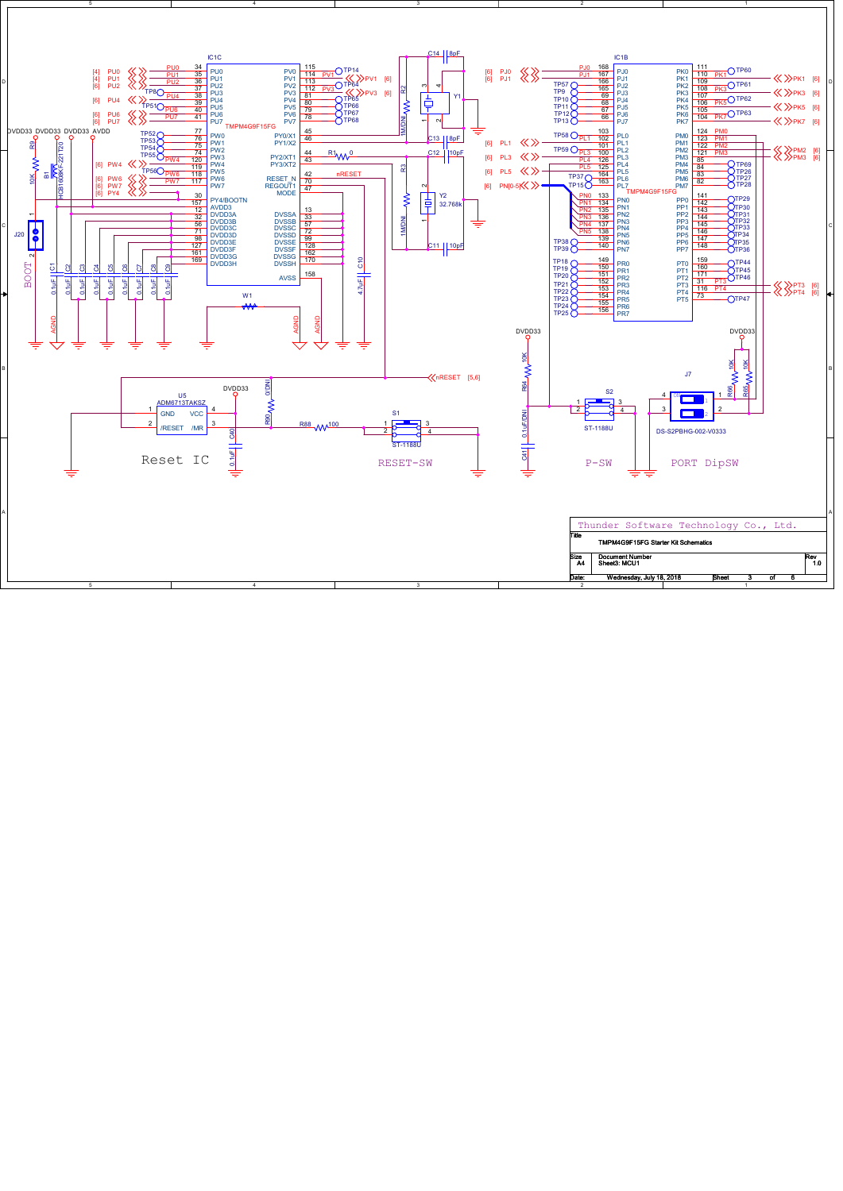IC1C

TMPM4G9F15FG

| Pin | Name | Net |
|---|---|---|
| 34 | PU0 | PU0 [4] |
| 35 | PU1 | PU1 [4] |
| 36 | PU2 | PU2 [6] |
| 37 | PU3 | TP8 |
| 38 | PU4 | PU4 [6] |
| 39 | PU5 | TP51 |
| 40 | PU6 | PU6 [6] |
| 41 | PU7 | PU7 [6] |
| 77 | PW0 | TP52 |
| 76 | PW1 | TP53 |
| 75 | PW2 | TP54 |
| 74 | PW3 | TP55 |
| 120 | PW4 | PW4 [6] |
| 119 | PW5 | TP56 |
| 118 | PW6 | PW6 [6] |
| 117 | PW7 | PW7 [6] |
| 30 | PY4/BOOTN | PY4 [6] |
| 157 | AVDD3 | |
| 12 | DVDD3A | |
| 32 | DVDD3B | |
| 56 | DVDD3C | |
| 71 | DVDD3D | |
| 98 | DVDD3E | |
| 127 | DVDD3F | |
| 161 | DVDD3G | |
| 169 | DVDD3H | |
| 115 | PV0 | TP14 |
| 114 | PV1 | PV1 [6] |
| 113 | PV2 | TP64 |
| 112 | PV3 | PV3 [6] |
| 81 | PV4 | TP65 |
| 80 | PV5 | TP66 |
| 79 | PV6 | TP67 |
| 78 | PV7 | TP68 |
| 45 | PY0/X1 | |
| 46 | PY1/X2 | |
| 44 | PY2/XT1 | R1 0 |
| 43 | PY3/XT2 | |
| 42 | RESET_N | nRESET |
| 70 | REGOUT1 | |
| 47 | MODE | |
| 13 | DVSSA | |
| 33 | DVSSB | |
| 57 | DVSSC | |
| 72 | DVSSD | |
| 99 | DVSSE | |
| 128 | DVSSF | |
| 162 | DVSSG | |
| 170 | DVSSH | |
| 158 | AVSS | AGND |

IC1B

TMPM4G9F15FG

| Pin | Name | Net |
|---|---|---|
| 168 | PJ0 | PJ0 [6] |
| 167 | PJ1 | PJ1 [6] |
| 166 | PJ2 | TP57 |
| 165 | PJ3 | TP9 |
| 69 | PJ4 | TP10 |
| 68 | PJ5 | TP11 |
| 67 | PJ6 | TP12 |
| 66 | PJ7 | TP13 |
| 103 | PL0 | TP58 |
| 102 | PL1 | PL1 [6] |
| 101 | PL2 | TP59 |
| 100 | PL3 | PL3 [6] |
| 126 | PL4 | |
| 125 | PL5 | PL5 [6] |
| 164 | PL6 | TP37 |
| 163 | PL7 | TP15 |
| 133 | PN0 | PN[0-5] [6] |
| 134 | PN1 | |
| 135 | PN2 | |
| 136 | PN3 | |
| 137 | PN4 | |
| 138 | PN5 | |
| 139 | PN6 | TP38 |
| 140 | PN7 | TP39 |
| 149 | PR0 | TP18 |
| 150 | PR1 | TP19 |
| 151 | PR2 | TP20 |
| 152 | PR3 | TP21 |
| 153 | PR4 | TP22 |
| 154 | PR5 | TP23 |
| 155 | PR6 | TP24 |
| 156 | PR7 | TP25 |
| 111 | PK0 | TP60 |
| 110 | PK1 | PK1 [6] |
| 109 | PK2 | TP61 |
| 108 | PK3 | PK3 [6] |
| 107 | PK4 | TP62 |
| 106 | PK5 | PK5 [6] |
| 105 | PK6 | TP63 |
| 104 | PK7 | PK7 [6] |
| 124 | PM0 | |
| 123 | PM1 | |
| 122 | PM2 | PM2 [6] |
| 121 | PM3 | PM3 [6] |
| 85 | PM4 | TP69 |
| 84 | PM5 | TP26 |
| 83 | PM6 | TP27 |
| 82 | PM7 | TP28 |
| 141 | PP0 | TP29 |
| 142 | PP1 | TP30 |
| 143 | PP2 | TP31 |
| 144 | PP3 | TP32 |
| 145 | PP4 | TP33 |
| 146 | PP5 | TP34 |
| 147 | PP6 | TP35 |
| 148 | PP7 | TP36 |
| 159 | PT0 | TP44 |
| 160 | PT1 | TP45 |
| 171 | PT2 | TP46 |
| 31 | PT3 | PT3 [6] |
| 116 | PT4 | PT4 [6] |
| 73 | PT5 | TP47 |

Components: C1–C9 0.1uF, C10 4.7uF, C13 8pF, C14 8pF, C12 10pF, C11 10pF, Y1, Y2 32.768k, R2 1M/DNI, R3 1M/DNI, R9 10K, B1 HCB1608KF-221T20, J20, W1, DVDD33, AVDD, AGND

BOOT

U5 ADM6713TAKSZ: 1 GND, 2 /RESET, 3 /MR, 4 VCC; DVDD33; C40 0.1uF; R90 0/DNI; R88 100; S1 ST-1188U; nRESET [5,6]

Reset IC

RESET-SW

DVDD33, R84 10K, C41 0.1uF/DNI, S2 ST-1188U

P-SW

DVDD33, R86 10K, R85 10K, J7 DS-S2PBHG-002-V0333

PORT DipSW

Thunder Software Technology Co., Ltd.

Title: TMPM4G9F15FG Starter Kit Schematics

Size: A4 | Document Number: Sheet3: MCU1 | Rev: 1.0

Date: Wednesday, July 18, 2018 | Sheet 3 of 6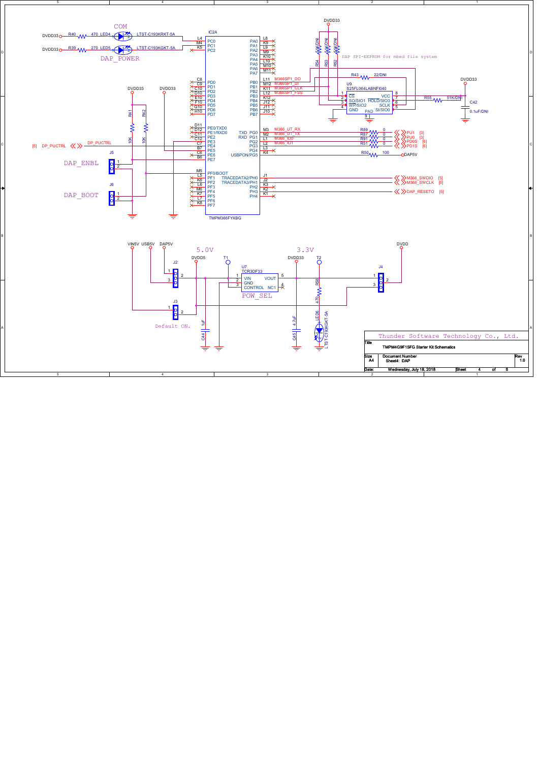COM

DAP_POWER

DVDD33 R40 470 LED4 LTST-C193KRKT-5A

DVDD33 R39 270 LED5 LTST-C193KGKT-5A

IC2A

TMPM366FYXBG

DAP SPI-EEPROM for mbed file system

U9 S25FL064LABNFI040

DAP_ENBL

DAP_BOOT

[5] DP_PUCTRL

5.0V

3.3V

U7 TCR3DF33

POW_SEL

Default ON.

| Thunder Software Technology Co., Ltd. | | |
|---|---|---|
| Title | TMPM4G9F15FG Starter Kit Schematics | |
| Size A4 | Document Number Sheet4: DAP | Rev 1.0 |
| Date: | Wednesday, July 18, 2018 | Sheet 4 of 6 |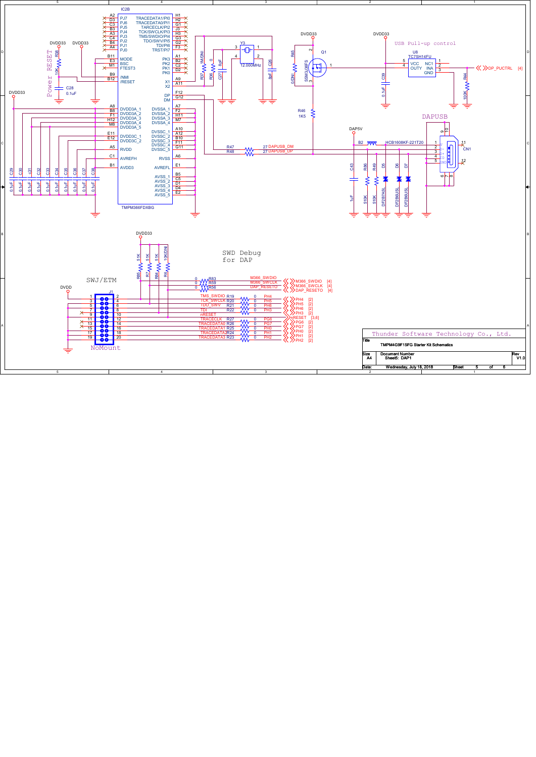# TMPM4G9F15FG Starter Kit Schematics

**Sheet5: DAP1**

## Power RESET

## USB Pull-up control

## DAPUSB

## SWD Debug for DAP

## SWJ/ETM

NoMount

| Title | TMPM4G9F15FG Starter Kit Schematics | |
|---|---|---|
| Size | Document Number | Rev |
| A4 | Sheet5: DAP1 | V1.0 |
| Date: | Wednesday, July 18, 2018 | Sheet 5 of 6 |

Thunder Software Technology Co., Ltd.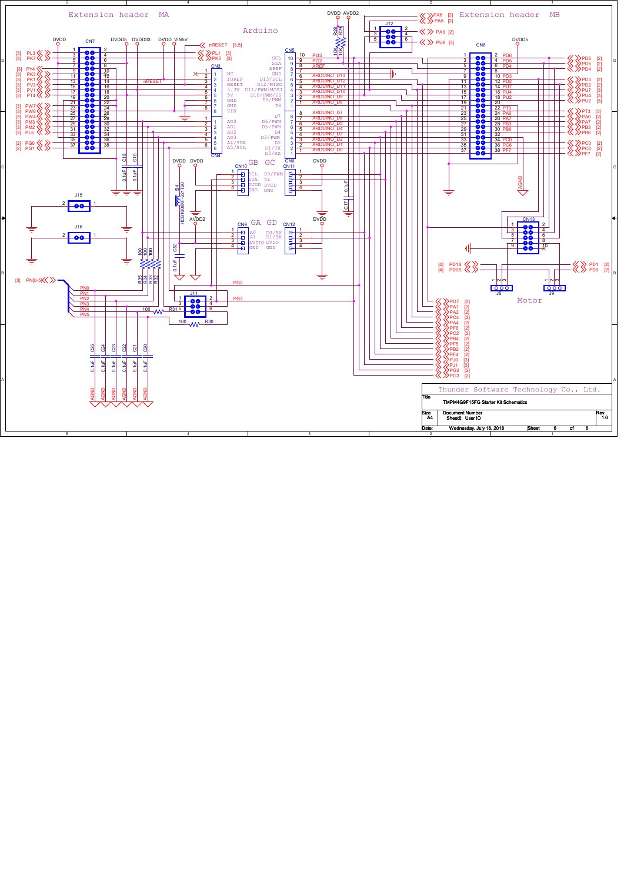Extension header MA

Arduino

Extension header MB

Motor

Thunder Software Technology Co., Ltd.

| | | |
|---|---|---|
| Title | TMPM4G9F15FG Starter Kit Schematics | |
| Size A4 | Document Number Sheet6: User IO | Rev 1.0 |
| Date: | Wednesday, July 18, 2018 | Sheet 6 of 6 |